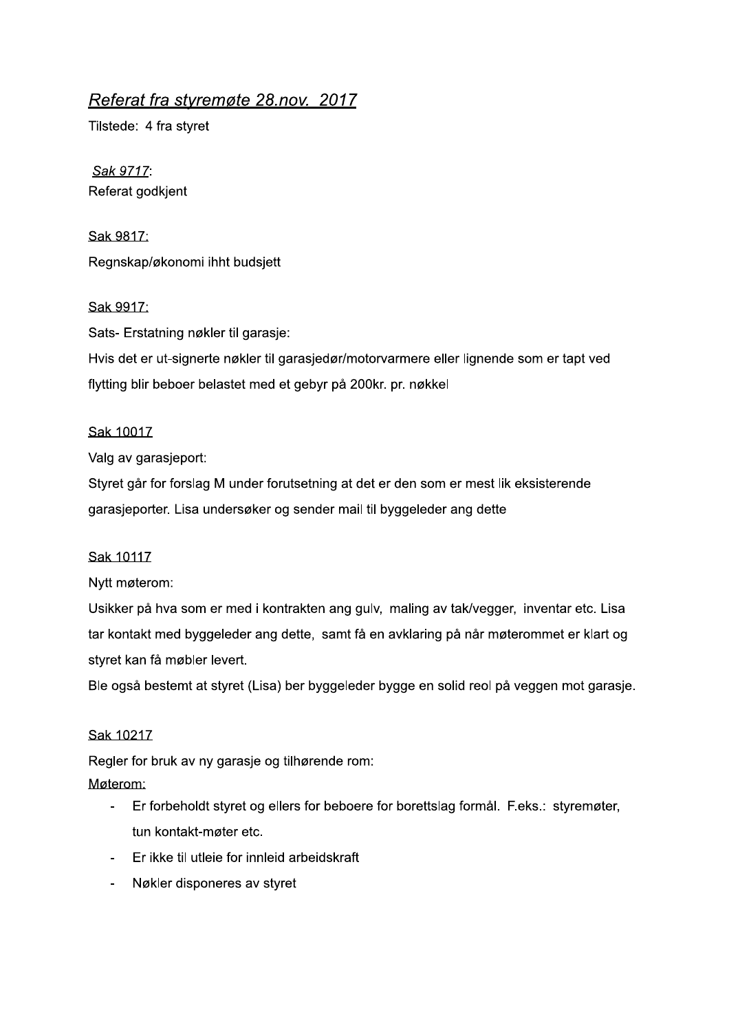# *Referat fra styremøte 28.nov. 2017*

Tilstede: 4 fra styret

*Sak 9717*:
Referat godkjent

Sak 9817:

Regnskap/økonomi ihht budsjett

Sak 9917:

Sats- Erstatning nøkler til garasje:

Hvis det er ut-signerte nøkler til garasjedør/motorvarmere eller lignende som er tapt ved flytting blir beboer belastet med et gebyr på 200kr. pr. nøkkel

Sak 10017

Valg av garasjeport:

Styret går for forslag M under forutsetning at det er den som er mest lik eksisterende garasjeporter. Lisa undersøker og sender mail til byggeleder ang dette

Sak 10117

Nytt møterom:

Usikker på hva som er med i kontrakten ang gulv, maling av tak/vegger, inventar etc. Lisa tar kontakt med byggeleder ang dette, samt få en avklaring på når møterommet er klart og styret kan få møbler levert.

Ble også bestemt at styret (Lisa) ber byggeleder bygge en solid reol på veggen mot garasje.

Sak 10217

Regler for bruk av ny garasje og tilhørende rom:

Møterom:

- Er forbeholdt styret og ellers for beboere for borettslag formål. F.eks.: styremøter, tun kontakt-møter etc.
- Er ikke til utleie for innleid arbeidskraft
- Nøkler disponeres av styret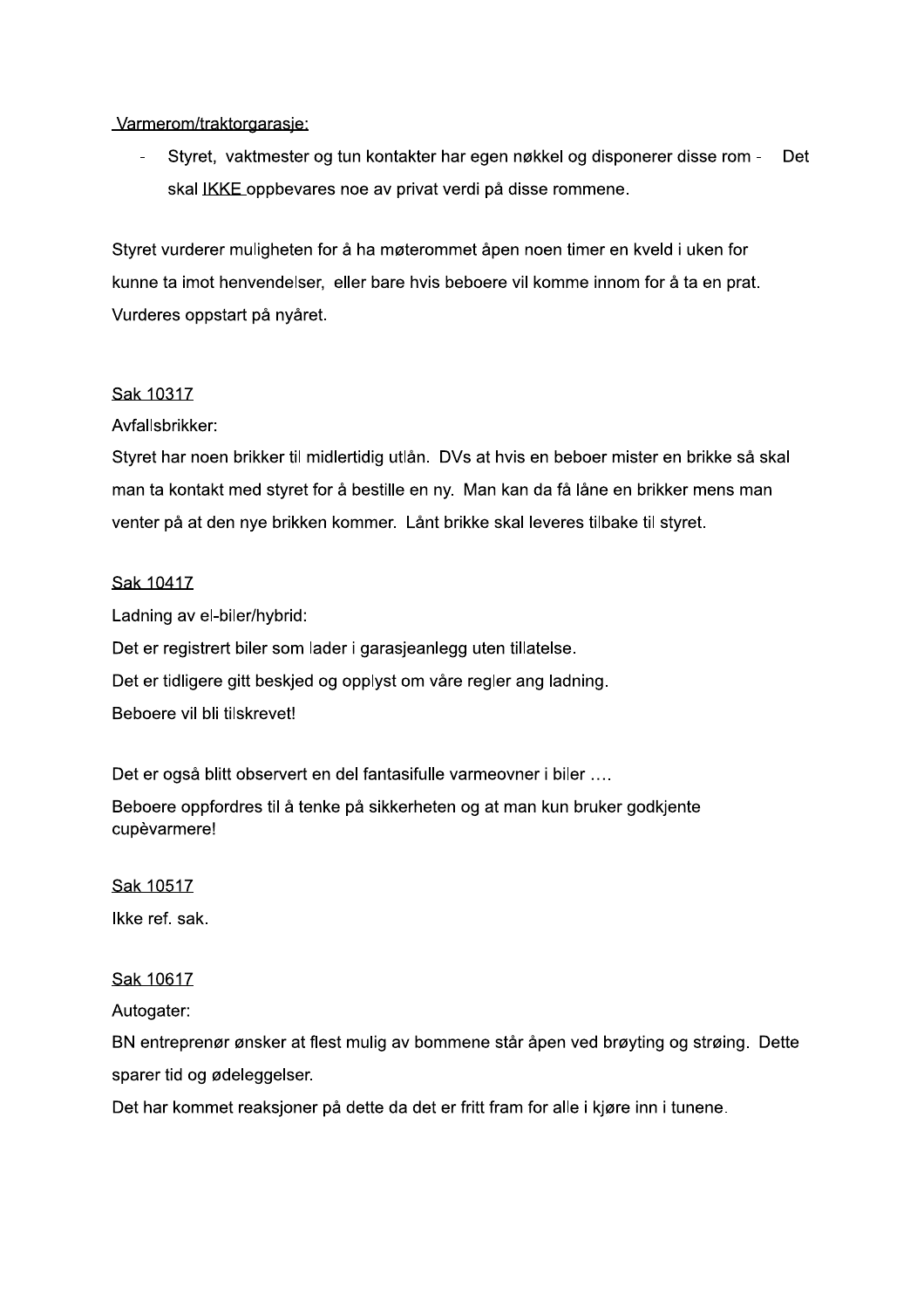Varmerom/traktorgarasje:

- Styret, vaktmester og tun kontakter har egen nøkkel og disponerer disse rom - Det skal IKKE oppbevares noe av privat verdi på disse rommene.

Styret vurderer muligheten for å ha møterommet åpen noen timer en kveld i uken for kunne ta imot henvendelser, eller bare hvis beboere vil komme innom for å ta en prat. Vurderes oppstart på nyåret.

Sak 10317

Avfallsbrikker:

Styret har noen brikker til midlertidig utlån. DVs at hvis en beboer mister en brikke så skal man ta kontakt med styret for å bestille en ny. Man kan da få låne en brikker mens man venter på at den nye brikken kommer. Lånt brikke skal leveres tilbake til styret.

Sak 10417

Ladning av el-biler/hybrid:

Det er registrert biler som lader i garasjeanlegg uten tillatelse.

Det er tidligere gitt beskjed og opplyst om våre regler ang ladning.

Beboere vil bli tilskrevet!

Det er også blitt observert en del fantasifulle varmeovner i biler ….

Beboere oppfordres til å tenke på sikkerheten og at man kun bruker godkjente cupèvarmere!

Sak 10517

Ikke ref. sak.

Sak 10617

Autogater:

BN entreprenør ønsker at flest mulig av bommene står åpen ved brøyting og strøing. Dette sparer tid og ødeleggelser.

Det har kommet reaksjoner på dette da det er fritt fram for alle i kjøre inn i tunene.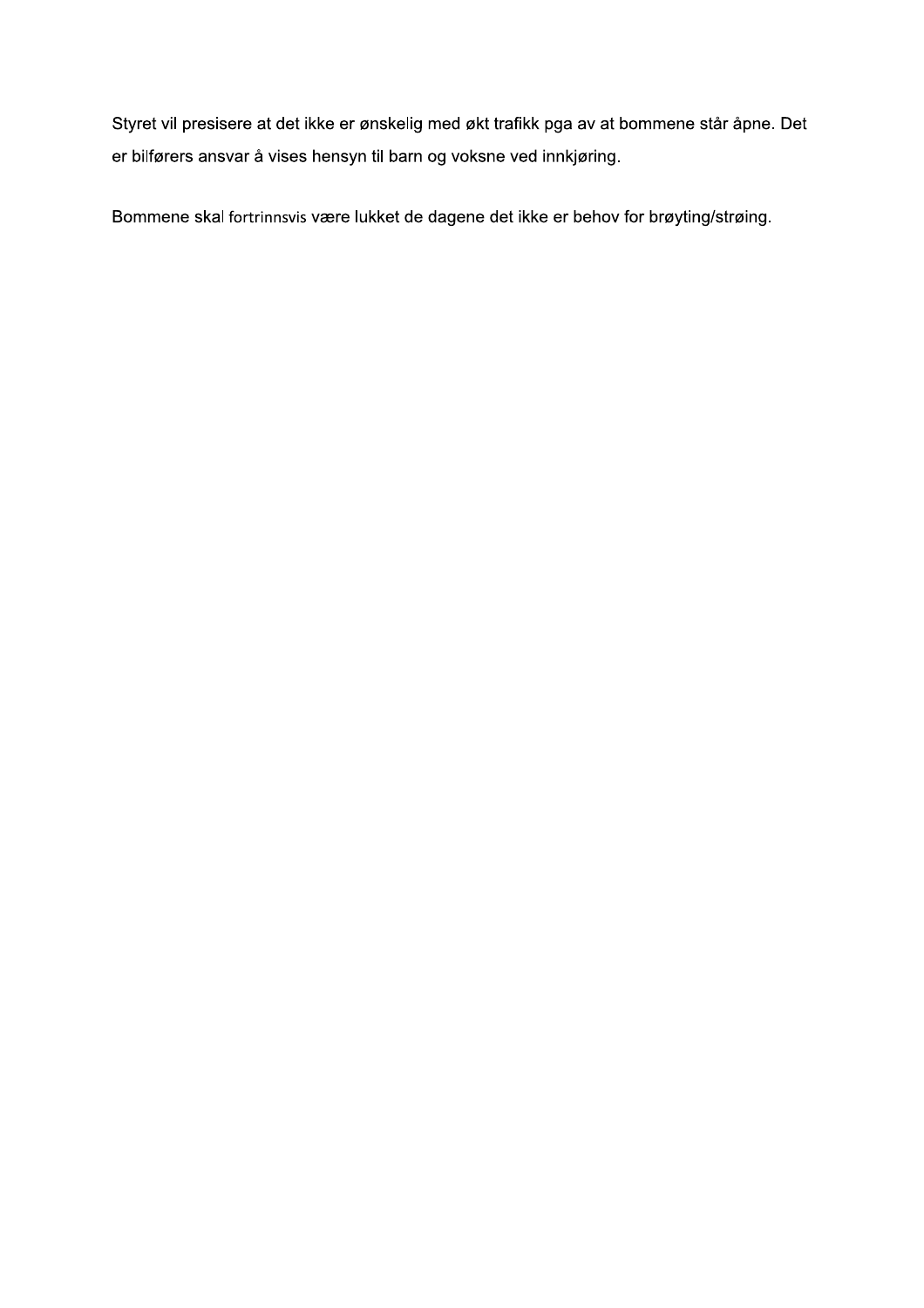Styret vil presisere at det ikke er ønskelig med økt trafikk pga av at bommene står åpne. Det er bilførers ansvar å vises hensyn til barn og voksne ved innkjøring.

Bommene skal fortrinnsvis være lukket de dagene det ikke er behov for brøyting/strøing.